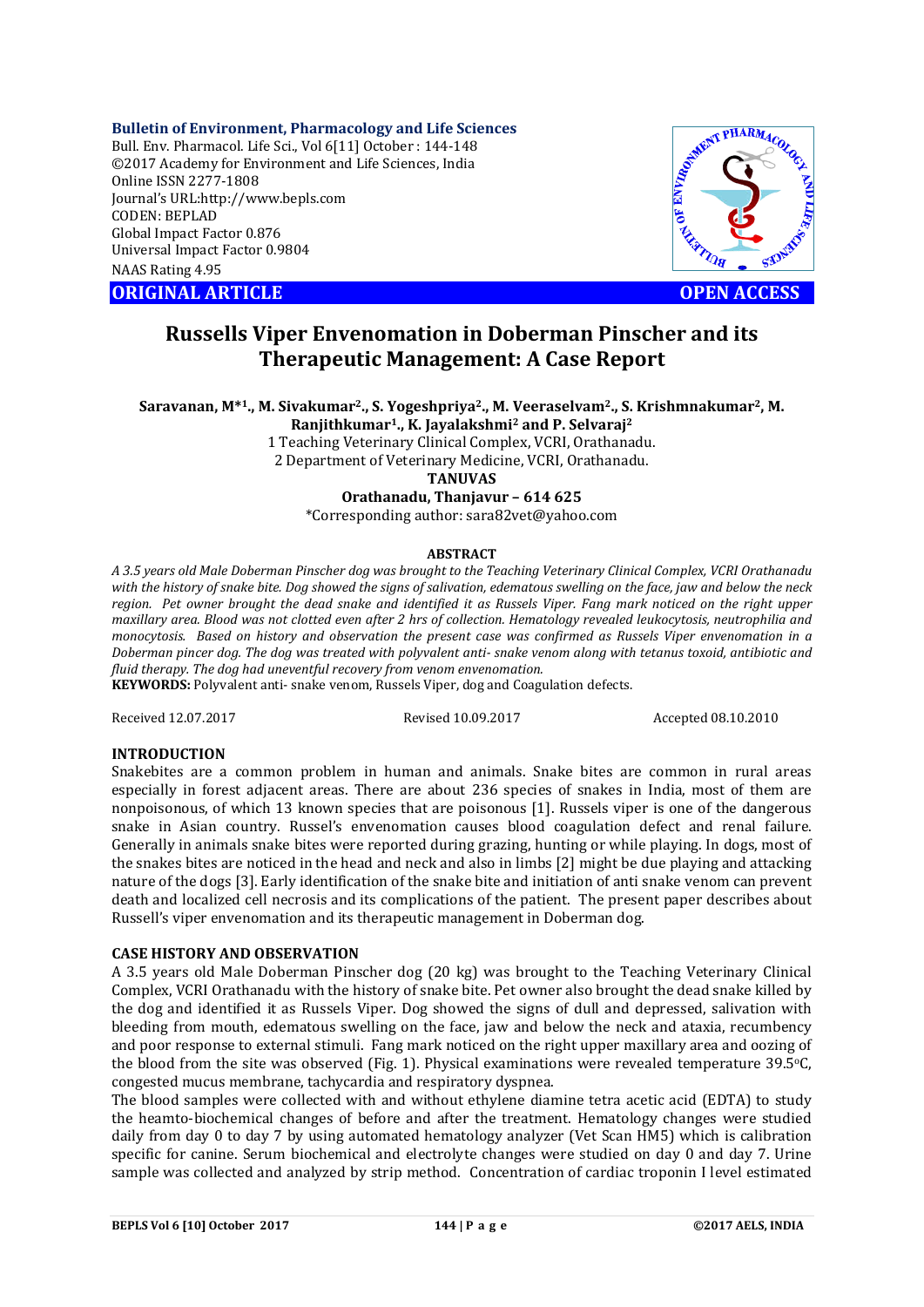**Bulletin of Environment, Pharmacology and Life Sciences**
Bull. Env. Pharmacol. Life Sci., Vol 6[11] October : 144-148
©2017 Academy for Environment and Life Sciences, India
Online ISSN 2277-1808
Journal's URL:http://www.bepls.com
CODEN: BEPLAD
Global Impact Factor 0.876
Universal Impact Factor 0.9804
NAAS Rating 4.95

**ORIGINAL ARTICLE** **OPEN ACCESS**

# Russells Viper Envenomation in Doberman Pinscher and its Therapeutic Management: A Case Report

**Saravanan, M*[1]., M. Sivakumar[2]., S. Yogeshpriya[2]., M. Veeraselvam[2]., S. Krishmnakumar[2], M. Ranjithkumar[1]., K. Jayalakshmi[2] and P. Selvaraj[2]**

1 Teaching Veterinary Clinical Complex, VCRI, Orathanadu.
2 Department of Veterinary Medicine, VCRI, Orathanadu.
**TANUVAS**
**Orathanadu, Thanjavur – 614 625**
*Corresponding author: sara82vet@yahoo.com

**ABSTRACT**

*A 3.5 years old Male Doberman Pinscher dog was brought to the Teaching Veterinary Clinical Complex, VCRI Orathanadu with the history of snake bite. Dog showed the signs of salivation, edematous swelling on the face, jaw and below the neck region. Pet owner brought the dead snake and identified it as Russels Viper. Fang mark noticed on the right upper maxillary area. Blood was not clotted even after 2 hrs of collection. Hematology revealed leukocytosis, neutrophilia and monocytosis. Based on history and observation the present case was confirmed as Russels Viper envenomation in a Doberman pincer dog. The dog was treated with polyvalent anti- snake venom along with tetanus toxoid, antibiotic and fluid therapy. The dog had uneventful recovery from venom envenomation.*

**KEYWORDS:** Polyvalent anti- snake venom, Russels Viper, dog and Coagulation defects.

Received 12.07.2017 Revised 10.09.2017 Accepted 08.10.2010

## INTRODUCTION

Snakebites are a common problem in human and animals. Snake bites are common in rural areas especially in forest adjacent areas. There are about 236 species of snakes in India, most of them are nonpoisonous, of which 13 known species that are poisonous [1]. Russels viper is one of the dangerous snake in Asian country. Russel's envenomation causes blood coagulation defect and renal failure. Generally in animals snake bites were reported during grazing, hunting or while playing. In dogs, most of the snakes bites are noticed in the head and neck and also in limbs [2] might be due playing and attacking nature of the dogs [3]. Early identification of the snake bite and initiation of anti snake venom can prevent death and localized cell necrosis and its complications of the patient. The present paper describes about Russell's viper envenomation and its therapeutic management in Doberman dog.

## CASE HISTORY AND OBSERVATION

A 3.5 years old Male Doberman Pinscher dog (20 kg) was brought to the Teaching Veterinary Clinical Complex, VCRI Orathanadu with the history of snake bite. Pet owner also brought the dead snake killed by the dog and identified it as Russels Viper. Dog showed the signs of dull and depressed, salivation with bleeding from mouth, edematous swelling on the face, jaw and below the neck and ataxia, recumbency and poor response to external stimuli. Fang mark noticed on the right upper maxillary area and oozing of the blood from the site was observed (Fig. 1). Physical examinations were revealed temperature 39.5$^{o}$C, congested mucus membrane, tachycardia and respiratory dyspnea.

The blood samples were collected with and without ethylene diamine tetra acetic acid (EDTA) to study the heamto-biochemical changes of before and after the treatment. Hematology changes were studied daily from day 0 to day 7 by using automated hematology analyzer (Vet Scan HM5) which is calibration specific for canine. Serum biochemical and electrolyte changes were studied on day 0 and day 7. Urine sample was collected and analyzed by strip method. Concentration of cardiac troponin I level estimated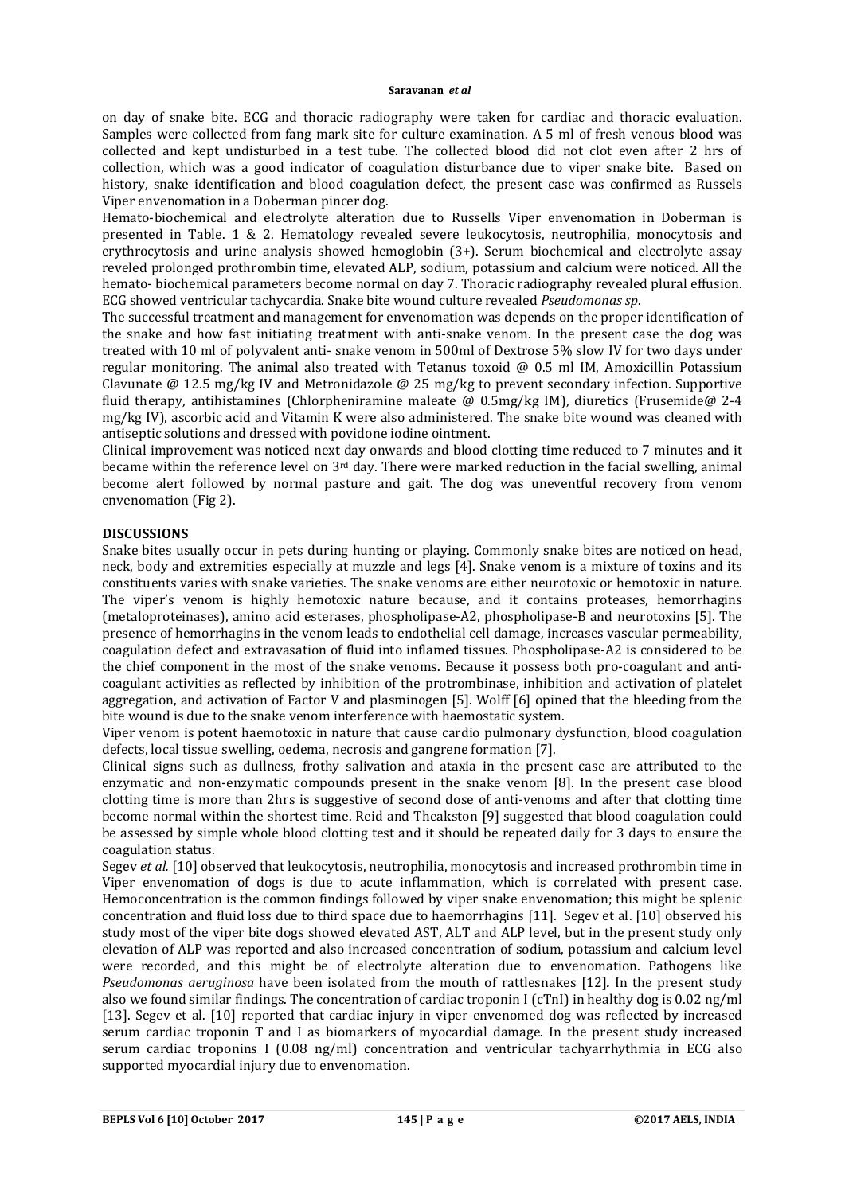on day of snake bite. ECG and thoracic radiography were taken for cardiac and thoracic evaluation. Samples were collected from fang mark site for culture examination. A 5 ml of fresh venous blood was collected and kept undisturbed in a test tube. The collected blood did not clot even after 2 hrs of collection, which was a good indicator of coagulation disturbance due to viper snake bite. Based on history, snake identification and blood coagulation defect, the present case was confirmed as Russels Viper envenomation in a Doberman pincer dog.

Hemato-biochemical and electrolyte alteration due to Russells Viper envenomation in Doberman is presented in Table. 1 & 2. Hematology revealed severe leukocytosis, neutrophilia, monocytosis and erythrocytosis and urine analysis showed hemoglobin (3+). Serum biochemical and electrolyte assay reveled prolonged prothrombin time, elevated ALP, sodium, potassium and calcium were noticed. All the hemato- biochemical parameters become normal on day 7. Thoracic radiography revealed plural effusion. ECG showed ventricular tachycardia. Snake bite wound culture revealed *Pseudomonas sp*.

The successful treatment and management for envenomation was depends on the proper identification of the snake and how fast initiating treatment with anti-snake venom. In the present case the dog was treated with 10 ml of polyvalent anti- snake venom in 500ml of Dextrose 5% slow IV for two days under regular monitoring. The animal also treated with Tetanus toxoid @ 0.5 ml IM, Amoxicillin Potassium Clavunate @ 12.5 mg/kg IV and Metronidazole @ 25 mg/kg to prevent secondary infection. Supportive fluid therapy, antihistamines (Chlorpheniramine maleate @ 0.5mg/kg IM), diuretics (Frusemide@ 2-4 mg/kg IV), ascorbic acid and Vitamin K were also administered. The snake bite wound was cleaned with antiseptic solutions and dressed with povidone iodine ointment.

Clinical improvement was noticed next day onwards and blood clotting time reduced to 7 minutes and it became within the reference level on 3rd day. There were marked reduction in the facial swelling, animal become alert followed by normal pasture and gait. The dog was uneventful recovery from venom envenomation (Fig 2).

## DISCUSSIONS

Snake bites usually occur in pets during hunting or playing. Commonly snake bites are noticed on head, neck, body and extremities especially at muzzle and legs [4]. Snake venom is a mixture of toxins and its constituents varies with snake varieties. The snake venoms are either neurotoxic or hemotoxic in nature. The viper's venom is highly hemotoxic nature because, and it contains proteases, hemorrhagins (metaloproteinases), amino acid esterases, phospholipase-A2, phospholipase-B and neurotoxins [5]. The presence of hemorrhagins in the venom leads to endothelial cell damage, increases vascular permeability, coagulation defect and extravasation of fluid into inflamed tissues. Phospholipase-A2 is considered to be the chief component in the most of the snake venoms. Because it possess both pro-coagulant and anti-coagulant activities as reflected by inhibition of the protrombinase, inhibition and activation of platelet aggregation, and activation of Factor V and plasminogen [5]. Wolff [6] opined that the bleeding from the bite wound is due to the snake venom interference with haemostatic system.

Viper venom is potent haemotoxic in nature that cause cardio pulmonary dysfunction, blood coagulation defects, local tissue swelling, oedema, necrosis and gangrene formation [7].

Clinical signs such as dullness, frothy salivation and ataxia in the present case are attributed to the enzymatic and non-enzymatic compounds present in the snake venom [8]. In the present case blood clotting time is more than 2hrs is suggestive of second dose of anti-venoms and after that clotting time become normal within the shortest time. Reid and Theakston [9] suggested that blood coagulation could be assessed by simple whole blood clotting test and it should be repeated daily for 3 days to ensure the coagulation status.

Segev *et al.* [10] observed that leukocytosis, neutrophilia, monocytosis and increased prothrombin time in Viper envenomation of dogs is due to acute inflammation, which is correlated with present case. Hemoconcentration is the common findings followed by viper snake envenomation; this might be splenic concentration and fluid loss due to third space due to haemorrhagins [11]. Segev et al. [10] observed his study most of the viper bite dogs showed elevated AST, ALT and ALP level, but in the present study only elevation of ALP was reported and also increased concentration of sodium, potassium and calcium level were recorded, and this might be of electrolyte alteration due to envenomation. Pathogens like *Pseudomonas aeruginosa* have been isolated from the mouth of rattlesnakes [12]. In the present study also we found similar findings. The concentration of cardiac troponin I (cTnI) in healthy dog is 0.02 ng/ml [13]. Segev et al. [10] reported that cardiac injury in viper envenomed dog was reflected by increased serum cardiac troponin T and I as biomarkers of myocardial damage. In the present study increased serum cardiac troponins I (0.08 ng/ml) concentration and ventricular tachyarrhythmia in ECG also supported myocardial injury due to envenomation.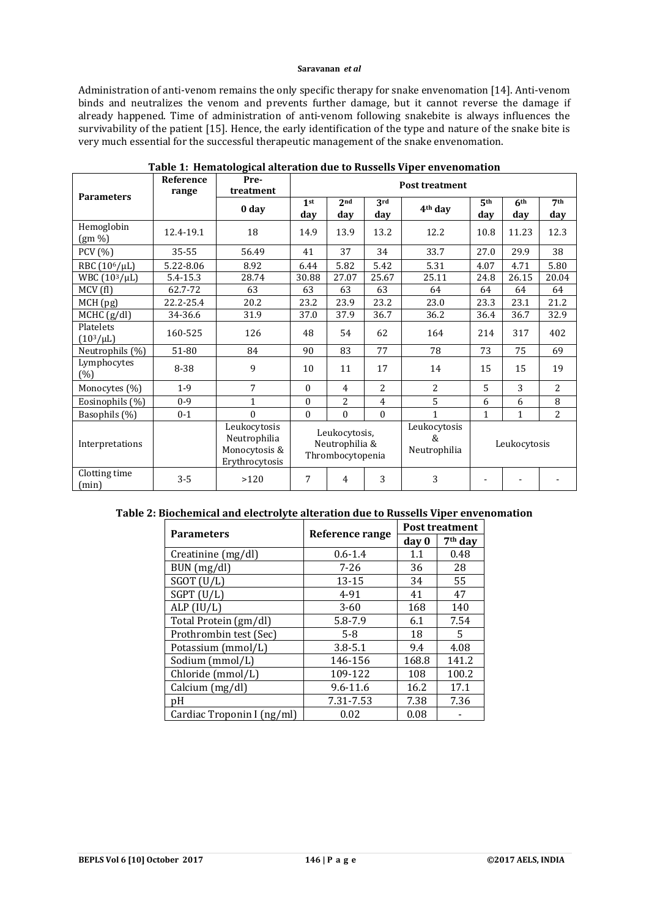Administration of anti-venom remains the only specific therapy for snake envenomation [14]. Anti-venom binds and neutralizes the venom and prevents further damage, but it cannot reverse the damage if already happened. Time of administration of anti-venom following snakebite is always influences the survivability of the patient [15]. Hence, the early identification of the type and nature of the snake bite is very much essential for the successful therapeutic management of the snake envenomation.

**Table 1: Hematological alteration due to Russells Viper envenomation**

| Parameters | Reference range | Pre-treatment | Post treatment | | | | | | |
|---|---|---|---|---|---|---|---|---|---|
| | | 0 day | 1st day | 2nd day | 3rd day | 4th day | 5th day | 6th day | 7th day |
| Hemoglobin (gm %) | 12.4-19.1 | 18 | 14.9 | 13.9 | 13.2 | 12.2 | 10.8 | 11.23 | 12.3 |
| PCV (%) | 35-55 | 56.49 | 41 | 37 | 34 | 33.7 | 27.0 | 29.9 | 38 |
| RBC ($10^6$/μL) | 5.22-8.06 | 8.92 | 6.44 | 5.82 | 5.42 | 5.31 | 4.07 | 4.71 | 5.80 |
| WBC ($10^3$/μL) | 5.4-15.3 | 28.74 | 30.88 | 27.07 | 25.67 | 25.11 | 24.8 | 26.15 | 20.04 |
| MCV (fl) | 62.7-72 | 63 | 63 | 63 | 63 | 64 | 64 | 64 | 64 |
| MCH (pg) | 22.2-25.4 | 20.2 | 23.2 | 23.9 | 23.2 | 23.0 | 23.3 | 23.1 | 21.2 |
| MCHC (g/dl) | 34-36.6 | 31.9 | 37.0 | 37.9 | 36.7 | 36.2 | 36.4 | 36.7 | 32.9 |
| Platelets ($10^3$/μL) | 160-525 | 126 | 48 | 54 | 62 | 164 | 214 | 317 | 402 |
| Neutrophils (%) | 51-80 | 84 | 90 | 83 | 77 | 78 | 73 | 75 | 69 |
| Lymphocytes (%) | 8-38 | 9 | 10 | 11 | 17 | 14 | 15 | 15 | 19 |
| Monocytes (%) | 1-9 | 7 | 0 | 4 | 2 | 2 | 5 | 3 | 2 |
| Eosinophils (%) | 0-9 | 1 | 0 | 2 | 4 | 5 | 6 | 6 | 8 |
| Basophils (%) | 0-1 | 0 | 0 | 0 | 0 | 1 | 1 | 1 | 2 |
| Interpretations | | Leukocytosis Neutrophilia Monocytosis & Erythrocytosis | Leukocytosis, Neutrophilia & Thrombocytopenia | | | Leukocytosis & Neutrophilia | Leukocytosis | | |
| Clotting time (min) | 3-5 | >120 | 7 | 4 | 3 | 3 | - | - | - |

**Table 2: Biochemical and electrolyte alteration due to Russells Viper envenomation**

| Parameters | Reference range | Post treatment | |
|---|---|---|---|
| | | day 0 | 7th day |
| Creatinine (mg/dl) | 0.6-1.4 | 1.1 | 0.48 |
| BUN (mg/dl) | 7-26 | 36 | 28 |
| SGOT (U/L) | 13-15 | 34 | 55 |
| SGPT (U/L) | 4-91 | 41 | 47 |
| ALP (IU/L) | 3-60 | 168 | 140 |
| Total Protein (gm/dl) | 5.8-7.9 | 6.1 | 7.54 |
| Prothrombin test (Sec) | 5-8 | 18 | 5 |
| Potassium (mmol/L) | 3.8-5.1 | 9.4 | 4.08 |
| Sodium (mmol/L) | 146-156 | 168.8 | 141.2 |
| Chloride (mmol/L) | 109-122 | 108 | 100.2 |
| Calcium (mg/dl) | 9.6-11.6 | 16.2 | 17.1 |
| pH | 7.31-7.53 | 7.38 | 7.36 |
| Cardiac Troponin I (ng/ml) | 0.02 | 0.08 | - |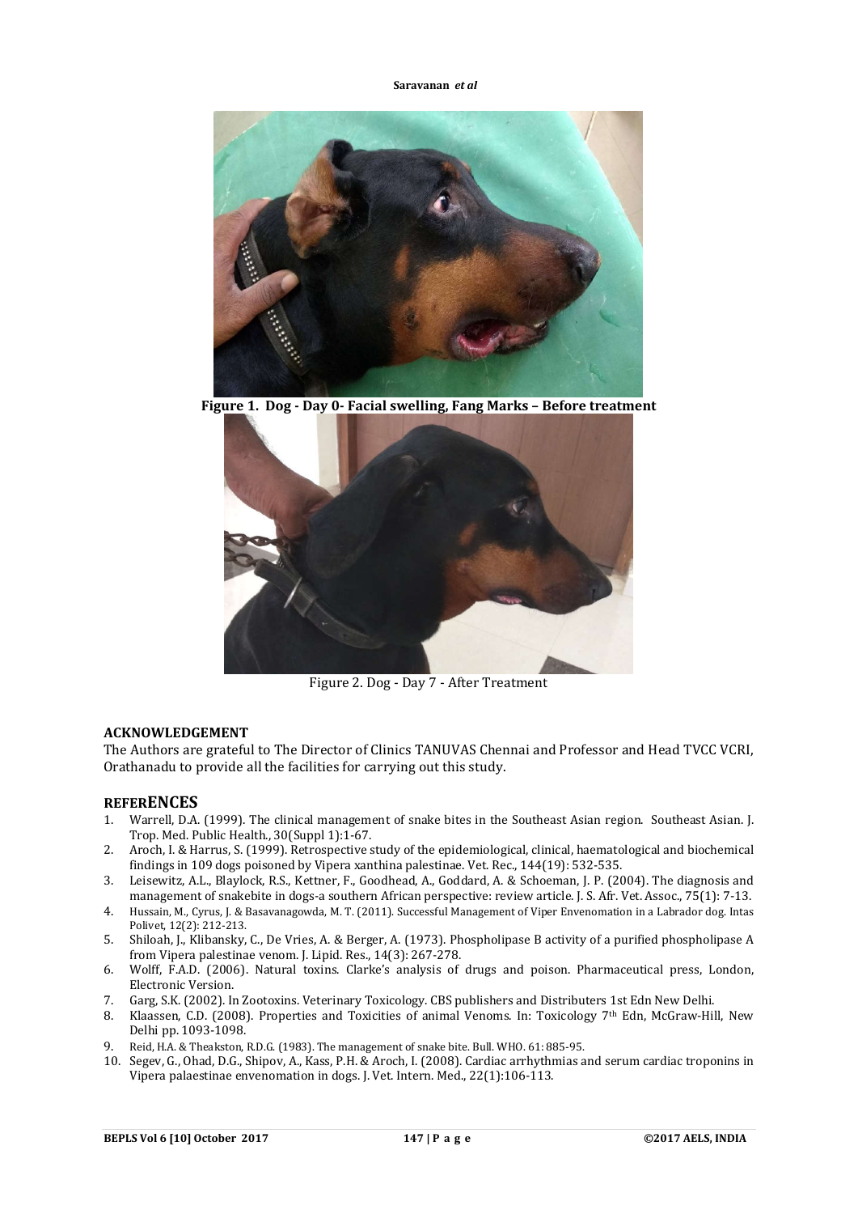Figure 1. Dog - Day 0- Facial swelling, Fang Marks – Before treatment

Figure 2. Dog - Day 7 - After Treatment

## ACKNOWLEDGEMENT

The Authors are grateful to The Director of Clinics TANUVAS Chennai and Professor and Head TVCC VCRI, Orathanadu to provide all the facilities for carrying out this study.

## REFERENCES

1. Warrell, D.A. (1999). The clinical management of snake bites in the Southeast Asian region. Southeast Asian. J. Trop. Med. Public Health., 30(Suppl 1):1-67.
2. Aroch, I. & Harrus, S. (1999). Retrospective study of the epidemiological, clinical, haematological and biochemical findings in 109 dogs poisoned by Vipera xanthina palestinae. Vet. Rec., 144(19): 532-535.
3. Leisewitz, A.L., Blaylock, R.S., Kettner, F., Goodhead, A., Goddard, A. & Schoeman, J. P. (2004). The diagnosis and management of snakebite in dogs-a southern African perspective: review article. J. S. Afr. Vet. Assoc., 75(1): 7-13.
4. Hussain, M., Cyrus, J. & Basavanagowda, M. T. (2011). Successful Management of Viper Envenomation in a Labrador dog. Intas Polivet, 12(2): 212-213.
5. Shiloah, J., Klibansky, C., De Vries, A. & Berger, A. (1973). Phospholipase B activity of a purified phospholipase A from Vipera palestinae venom. J. Lipid. Res., 14(3): 267-278.
6. Wolff, F.A.D. (2006). Natural toxins. Clarke's analysis of drugs and poison. Pharmaceutical press, London, Electronic Version.
7. Garg, S.K. (2002). In Zootoxins. Veterinary Toxicology. CBS publishers and Distributers 1st Edn New Delhi.
8. Klaassen, C.D. (2008). Properties and Toxicities of animal Venoms. In: Toxicology 7th Edn, McGraw-Hill, New Delhi pp. 1093-1098.
9. Reid, H.A. & Theakston, R.D.G. (1983). The management of snake bite. Bull. WHO. 61: 885-95.
10. Segev, G., Ohad, D.G., Shipov, A., Kass, P.H. & Aroch, I. (2008). Cardiac arrhythmias and serum cardiac troponins in Vipera palaestinae envenomation in dogs. J. Vet. Intern. Med., 22(1):106-113.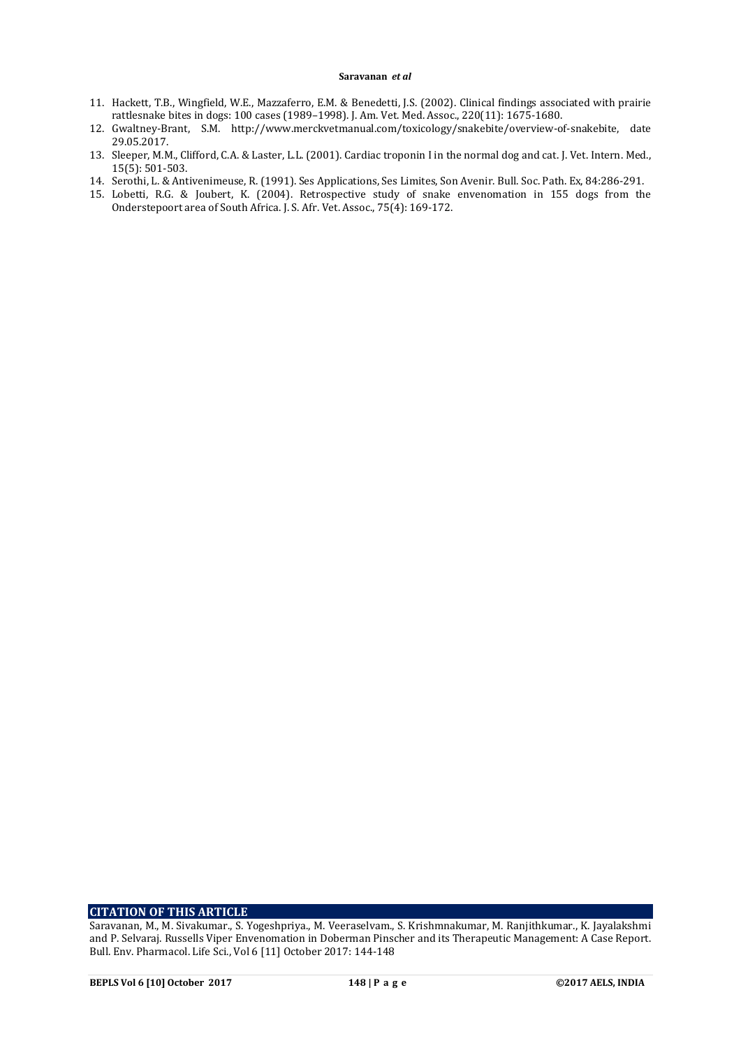11. Hackett, T.B., Wingfield, W.E., Mazzaferro, E.M. & Benedetti, J.S. (2002). Clinical findings associated with prairie rattlesnake bites in dogs: 100 cases (1989–1998). J. Am. Vet. Med. Assoc., 220(11): 1675-1680.
12. Gwaltney-Brant, S.M. http://www.merckvetmanual.com/toxicology/snakebite/overview-of-snakebite, date 29.05.2017.
13. Sleeper, M.M., Clifford, C.A. & Laster, L.L. (2001). Cardiac troponin I in the normal dog and cat. J. Vet. Intern. Med., 15(5): 501-503.
14. Serothi, L. & Antivenimeuse, R. (1991). Ses Applications, Ses Limites, Son Avenir. Bull. Soc. Path. Ex, 84:286-291.
15. Lobetti, R.G. & Joubert, K. (2004). Retrospective study of snake envenomation in 155 dogs from the Onderstepoort area of South Africa. J. S. Afr. Vet. Assoc., 75(4): 169-172.

**CITATION OF THIS ARTICLE**

Saravanan, M., M. Sivakumar., S. Yogeshpriya., M. Veeraselvam., S. Krishmnakumar, M. Ranjithkumar., K. Jayalakshmi and P. Selvaraj. Russells Viper Envenomation in Doberman Pinscher and its Therapeutic Management: A Case Report. Bull. Env. Pharmacol. Life Sci., Vol 6 [11] October 2017: 144-148